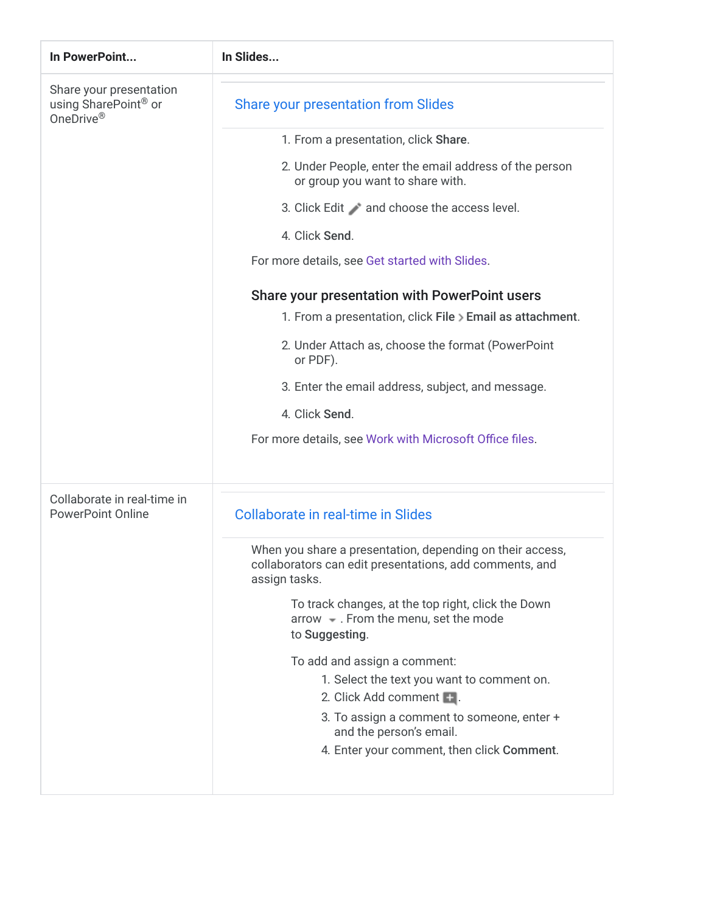| In PowerPoint... | In Slides... |
| --- | --- |
| Share your presentation using SharePoint® or OneDrive® | **Share your presentation from Slides**<br><br>1. From a presentation, click **Share**.<br>2. Under People, enter the email address of the person or group you want to share with.<br>3. Click Edit and choose the access level.<br>4. Click **Send**.<br><br>For more details, see Get started with Slides.<br><br>**Share your presentation with PowerPoint users**<br><br>1. From a presentation, click **File** > **Email as attachment**.<br>2. Under Attach as, choose the format (PowerPoint or PDF).<br>3. Enter the email address, subject, and message.<br>4. Click **Send**.<br><br>For more details, see Work with Microsoft Office files. |
| Collaborate in real-time in PowerPoint Online | **Collaborate in real-time in Slides**<br><br>When you share a presentation, depending on their access, collaborators can edit presentations, add comments, and assign tasks.<br><br>To track changes, at the top right, click the Down arrow. From the menu, set the mode to **Suggesting**.<br><br>To add and assign a comment:<br>1. Select the text you want to comment on.<br>2. Click Add comment.<br>3. To assign a comment to someone, enter + and the person's email.<br>4. Enter your comment, then click **Comment**. |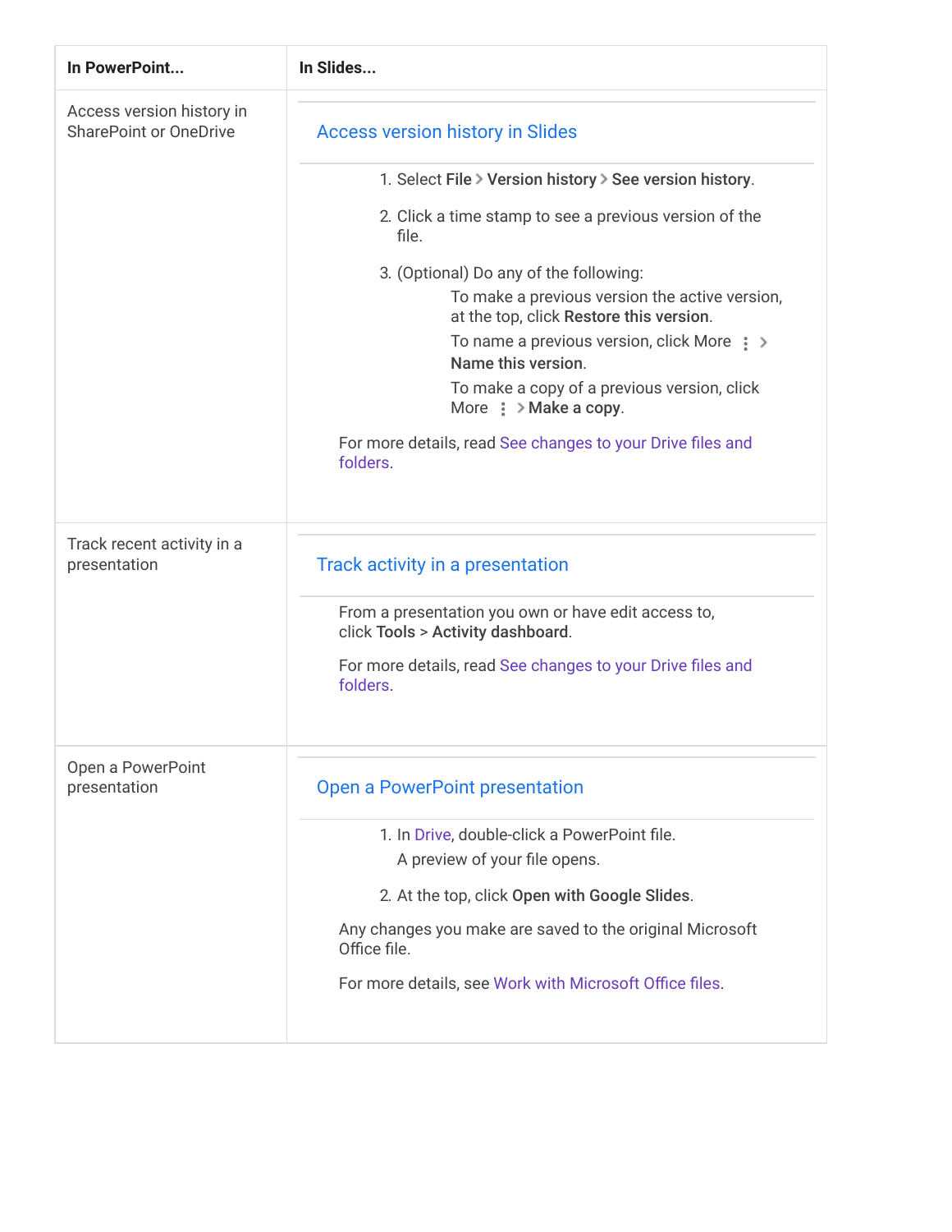| In PowerPoint... | In Slides... |
| --- | --- |
| Access version history in SharePoint or OneDrive | **Access version history in Slides**<br><br>1. Select **File** > **Version history** > **See version history**.<br>2. Click a time stamp to see a previous version of the file.<br>3. (Optional) Do any of the following:<br>To make a previous version the active version, at the top, click **Restore this version**.<br>To name a previous version, click More ⋮ > **Name this version**.<br>To make a copy of a previous version, click More ⋮ > **Make a copy**.<br><br>For more details, read See changes to your Drive files and folders. |
| Track recent activity in a presentation | **Track activity in a presentation**<br><br>From a presentation you own or have edit access to, click **Tools** > **Activity dashboard**.<br><br>For more details, read See changes to your Drive files and folders. |
| Open a PowerPoint presentation | **Open a PowerPoint presentation**<br><br>1. In Drive, double-click a PowerPoint file.<br>A preview of your file opens.<br>2. At the top, click **Open with Google Slides**.<br><br>Any changes you make are saved to the original Microsoft Office file.<br><br>For more details, see Work with Microsoft Office files. |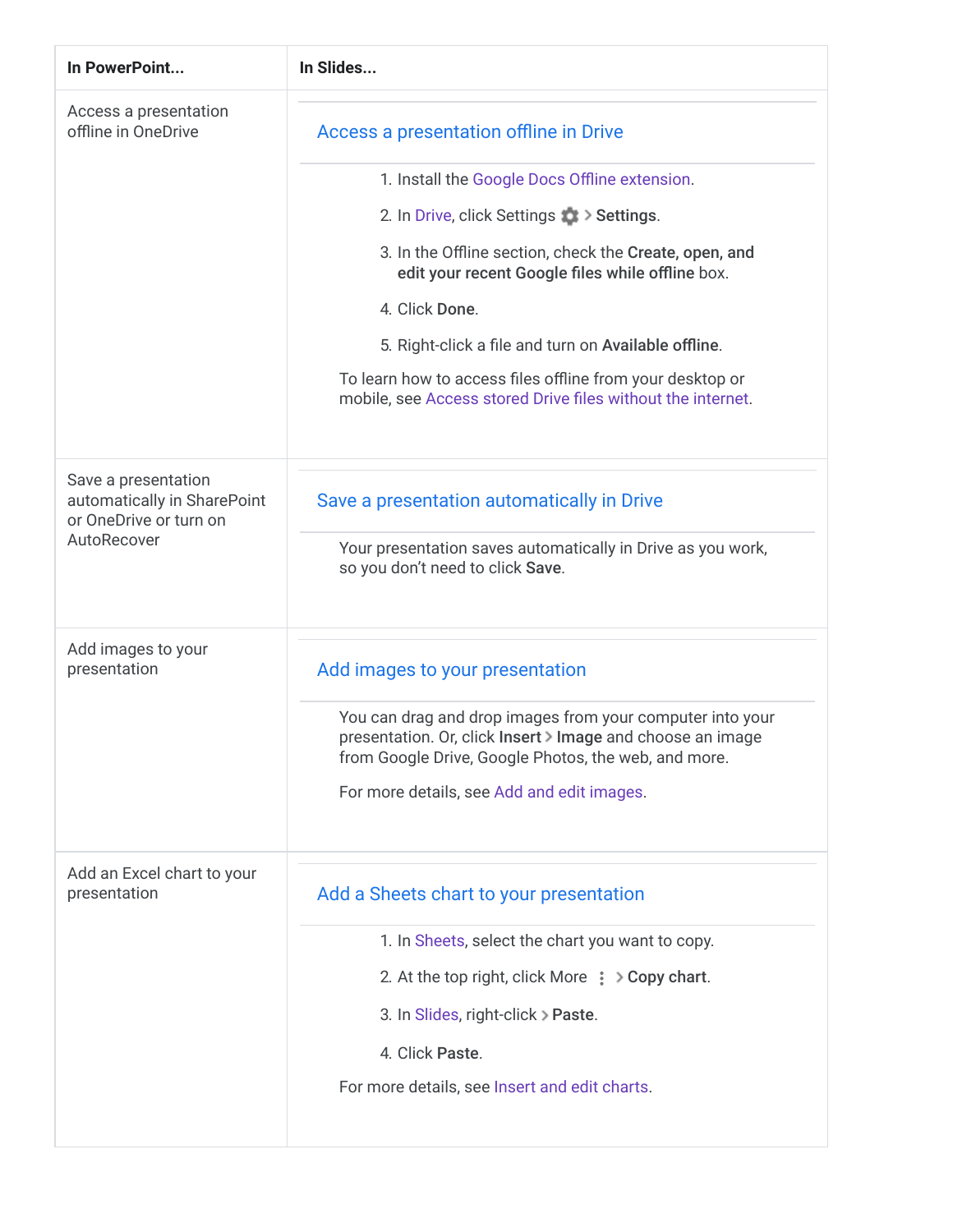| In PowerPoint... | In Slides... |
| --- | --- |
| Access a presentation offline in OneDrive | **Access a presentation offline in Drive**<br><br>1. Install the Google Docs Offline extension.<br>2. In Drive, click Settings > **Settings**.<br>3. In the Offline section, check the **Create, open, and edit your recent Google files while offline** box.<br>4. Click **Done**.<br>5. Right-click a file and turn on **Available offline**.<br><br>To learn how to access files offline from your desktop or mobile, see Access stored Drive files without the internet. |
| Save a presentation automatically in SharePoint or OneDrive or turn on AutoRecover | **Save a presentation automatically in Drive**<br><br>Your presentation saves automatically in Drive as you work, so you don't need to click **Save**. |
| Add images to your presentation | **Add images to your presentation**<br><br>You can drag and drop images from your computer into your presentation. Or, click **Insert** > **Image** and choose an image from Google Drive, Google Photos, the web, and more.<br><br>For more details, see Add and edit images. |
| Add an Excel chart to your presentation | **Add a Sheets chart to your presentation**<br><br>1. In Sheets, select the chart you want to copy.<br>2. At the top right, click More > **Copy chart**.<br>3. In Slides, right-click > **Paste**.<br>4. Click **Paste**.<br><br>For more details, see Insert and edit charts. |